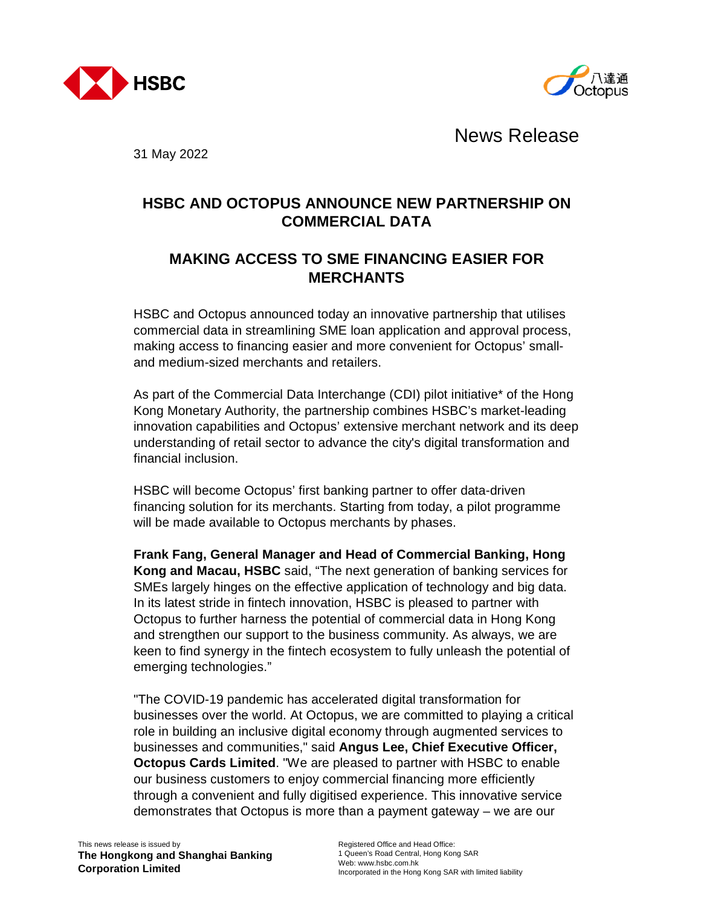News Release

31 May 2022

## HSBC AND OCTOPUS ANNOUNCE NEW PARTNERSHIP ON COMMERCIAL DATA

## MAKING ACCESS TO SME FINANCING EASIER FOR MERCHANTS

HSBC and Octopus announced today an innovative partnership that utilises commercial data in streamlining SME loan application and approval process, making access to financing easier and more convenient for Octopus' small- and medium-sized merchants and retailers.

As part of the Commercial Data Interchange (CDI) pilot initiative* of the Hong Kong Monetary Authority, the partnership combines HSBC's market-leading innovation capabilities and Octopus' extensive merchant network and its deep understanding of retail sector to advance the city's digital transformation and financial inclusion.

HSBC will become Octopus' first banking partner to offer data-driven financing solution for its merchants. Starting from today, a pilot programme will be made available to Octopus merchants by phases.

**Frank Fang, General Manager and Head of Commercial Banking, Hong Kong and Macau, HSBC** said, "The next generation of banking services for SMEs largely hinges on the effective application of technology and big data. In its latest stride in fintech innovation, HSBC is pleased to partner with Octopus to further harness the potential of commercial data in Hong Kong and strengthen our support to the business community. As always, we are keen to find synergy in the fintech ecosystem to fully unleash the potential of emerging technologies."

"The COVID-19 pandemic has accelerated digital transformation for businesses over the world. At Octopus, we are committed to playing a critical role in building an inclusive digital economy through augmented services to businesses and communities," said **Angus Lee, Chief Executive Officer, Octopus Cards Limited**. "We are pleased to partner with HSBC to enable our business customers to enjoy commercial financing more efficiently through a convenient and fully digitised experience. This innovative service demonstrates that Octopus is more than a payment gateway – we are our

This news release is issued by
**The Hongkong and Shanghai Banking Corporation Limited**

Registered Office and Head Office:
1 Queen's Road Central, Hong Kong SAR
Web: www.hsbc.com.hk
Incorporated in the Hong Kong SAR with limited liability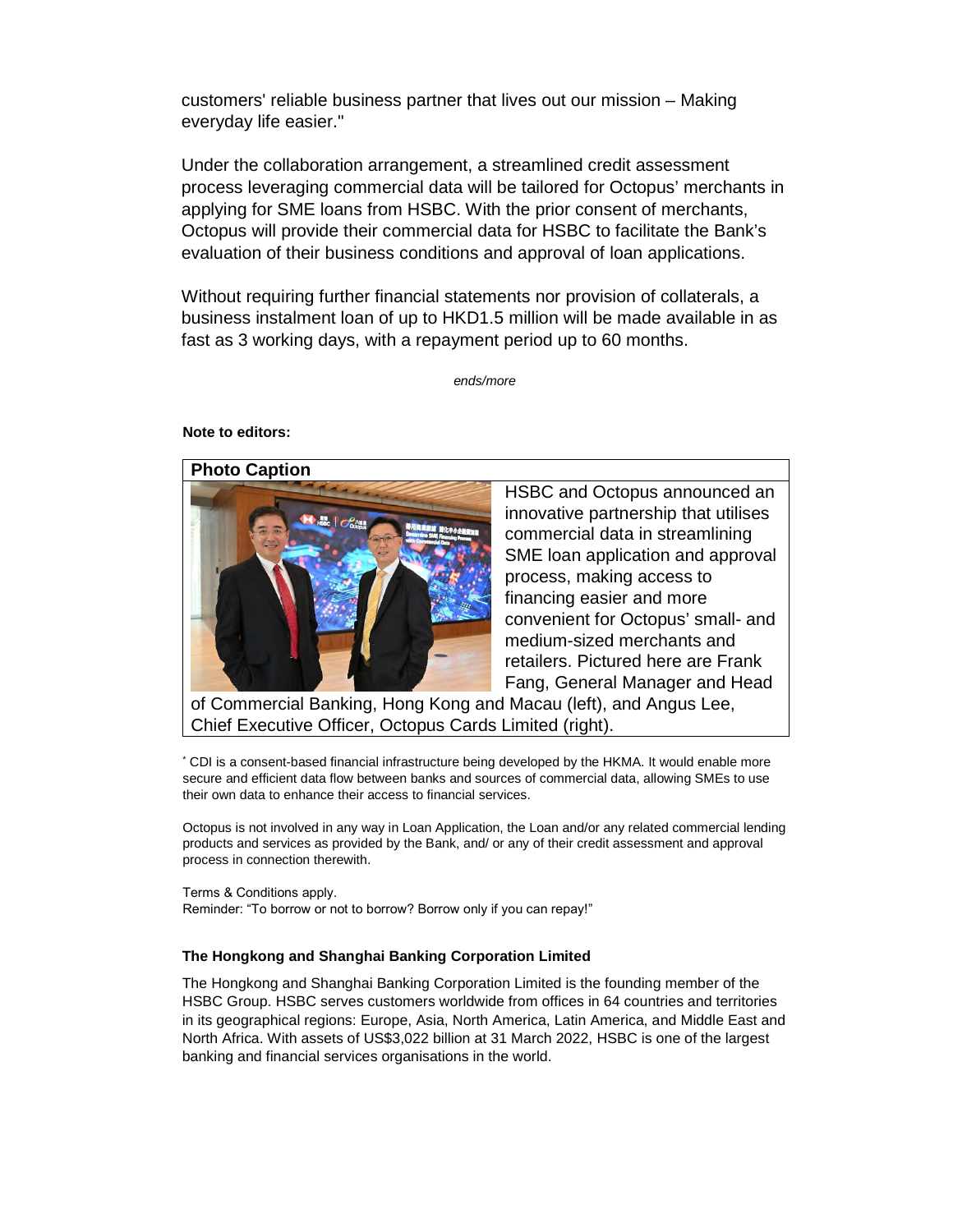customers' reliable business partner that lives out our mission – Making everyday life easier."

Under the collaboration arrangement, a streamlined credit assessment process leveraging commercial data will be tailored for Octopus' merchants in applying for SME loans from HSBC. With the prior consent of merchants, Octopus will provide their commercial data for HSBC to facilitate the Bank's evaluation of their business conditions and approval of loan applications.

Without requiring further financial statements nor provision of collaterals, a business instalment loan of up to HKD1.5 million will be made available in as fast as 3 working days, with a repayment period up to 60 months.

*ends/more*

**Note to editors:**

**Photo Caption**

HSBC and Octopus announced an innovative partnership that utilises commercial data in streamlining SME loan application and approval process, making access to financing easier and more convenient for Octopus' small- and medium-sized merchants and retailers. Pictured here are Frank Fang, General Manager and Head of Commercial Banking, Hong Kong and Macau (left), and Angus Lee, Chief Executive Officer, Octopus Cards Limited (right).

[*] CDI is a consent-based financial infrastructure being developed by the HKMA. It would enable more secure and efficient data flow between banks and sources of commercial data, allowing SMEs to use their own data to enhance their access to financial services.

Octopus is not involved in any way in Loan Application, the Loan and/or any related commercial lending products and services as provided by the Bank, and/ or any of their credit assessment and approval process in connection therewith.

Terms & Conditions apply.
Reminder: "To borrow or not to borrow? Borrow only if you can repay!"

**The Hongkong and Shanghai Banking Corporation Limited**

The Hongkong and Shanghai Banking Corporation Limited is the founding member of the HSBC Group. HSBC serves customers worldwide from offices in 64 countries and territories in its geographical regions: Europe, Asia, North America, Latin America, and Middle East and North Africa. With assets of US$3,022 billion at 31 March 2022, HSBC is one of the largest banking and financial services organisations in the world.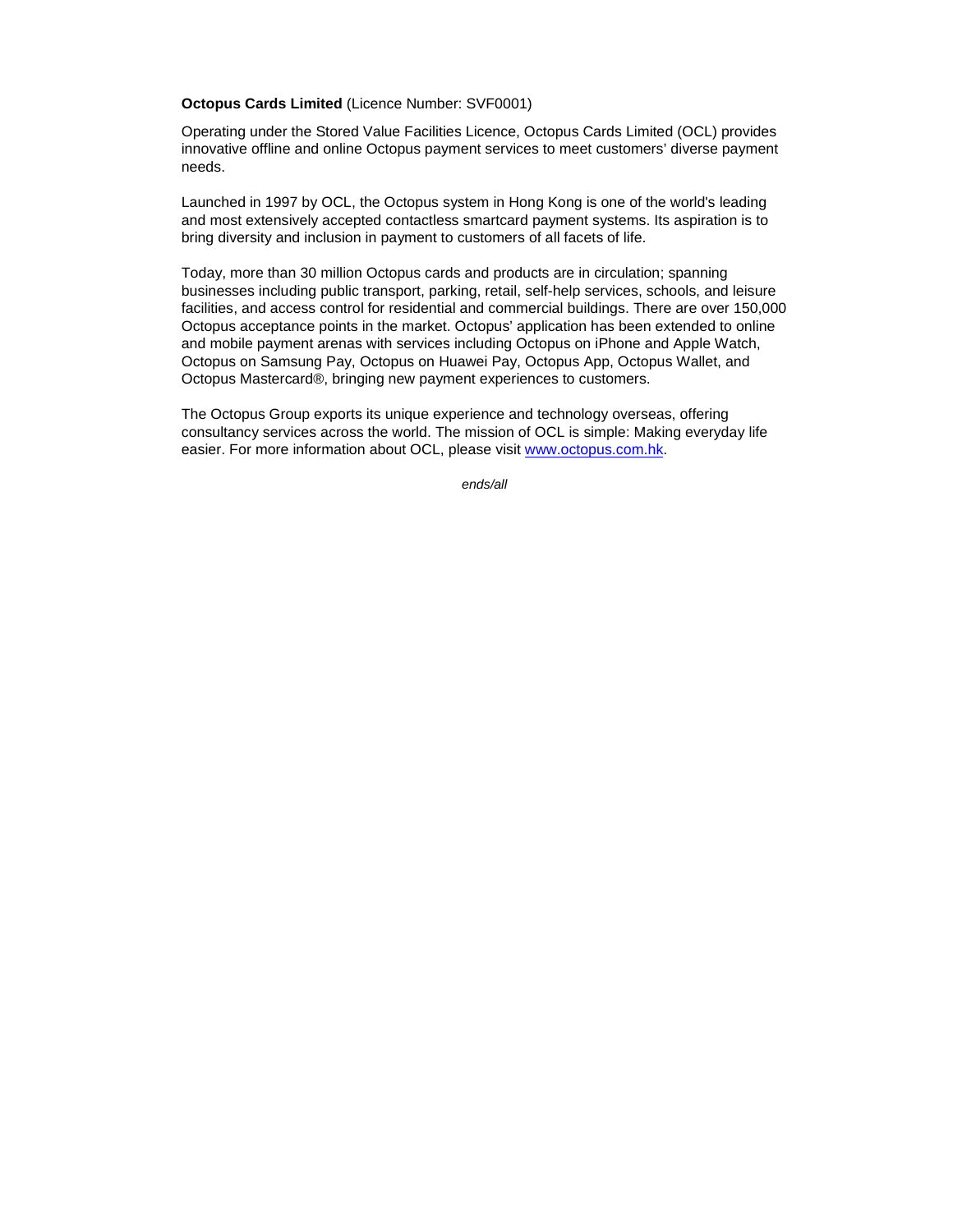**Octopus Cards Limited** (Licence Number: SVF0001)

Operating under the Stored Value Facilities Licence, Octopus Cards Limited (OCL) provides innovative offline and online Octopus payment services to meet customers' diverse payment needs.

Launched in 1997 by OCL, the Octopus system in Hong Kong is one of the world's leading and most extensively accepted contactless smartcard payment systems. Its aspiration is to bring diversity and inclusion in payment to customers of all facets of life.

Today, more than 30 million Octopus cards and products are in circulation; spanning businesses including public transport, parking, retail, self-help services, schools, and leisure facilities, and access control for residential and commercial buildings. There are over 150,000 Octopus acceptance points in the market. Octopus' application has been extended to online and mobile payment arenas with services including Octopus on iPhone and Apple Watch, Octopus on Samsung Pay, Octopus on Huawei Pay, Octopus App, Octopus Wallet, and Octopus Mastercard®, bringing new payment experiences to customers.

The Octopus Group exports its unique experience and technology overseas, offering consultancy services across the world. The mission of OCL is simple: Making everyday life easier. For more information about OCL, please visit [www.octopus.com.hk](http://www.octopus.com.hk).

*ends/all*